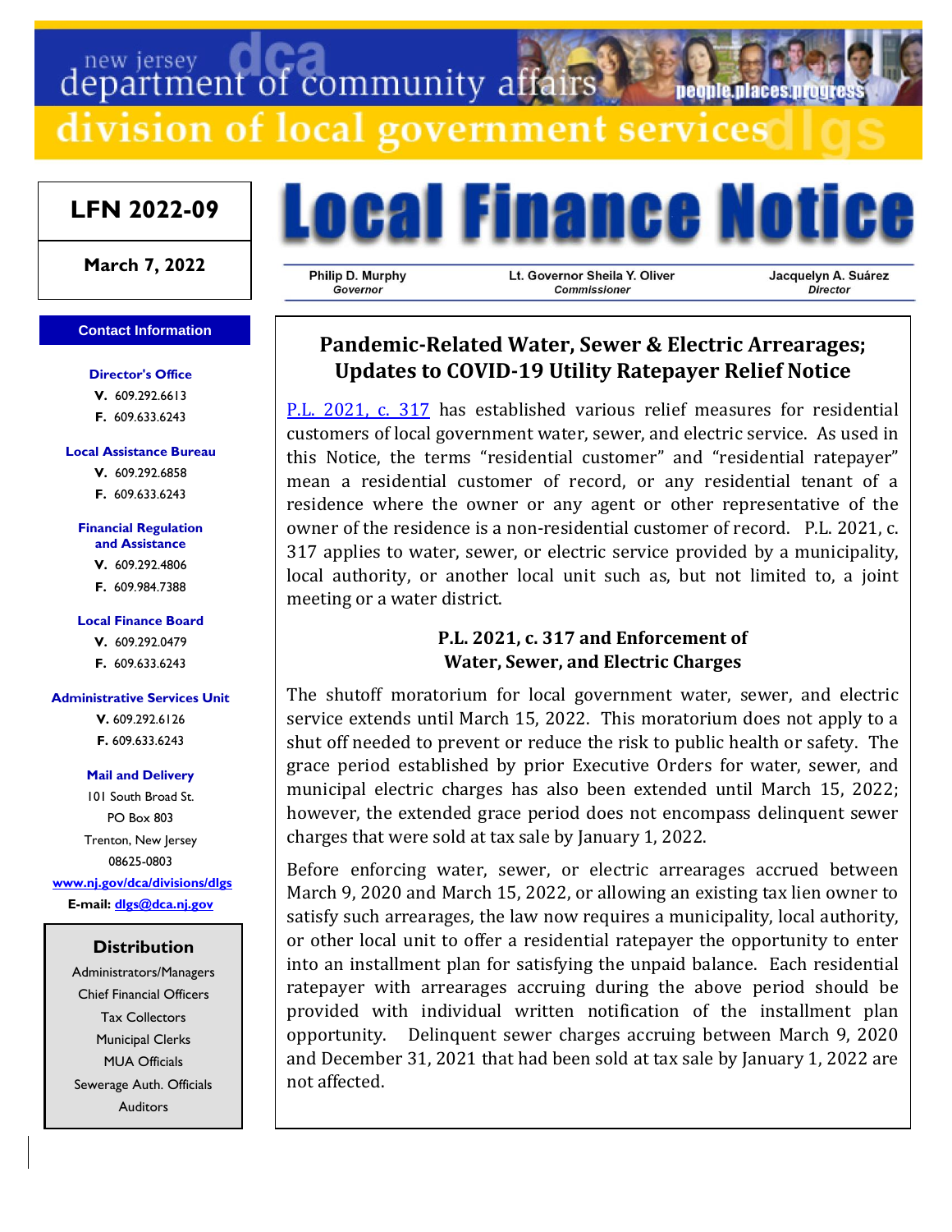new jersey department of community affairs

division of local government services

**LFN 2022-09**

**March 7, 2022**

# Local Finance Notice

Philip D. Murphy, *Governor* | Lt. Governor Sheila Y. Oliver, *Commissioner* | Jacquelyn A. Suárez, *Director*

**Contact Information**

**Director's Office**
**V.** 609.292.6613
**F.** 609.633.6243

**Local Assistance Bureau**
**V.** 609.292.6858
**F.** 609.633.6243

**Financial Regulation and Assistance**
**V.** 609.292.4806
**F.** 609.984.7388

**Local Finance Board**
**V.** 609.292.0479
**F.** 609.633.6243

**Administrative Services Unit**
**V.** 609.292.6126
**F.** 609.633.6243

**Mail and Delivery**
101 South Broad St.
PO Box 803
Trenton, New Jersey
08625-0803

www.nj.gov/dca/divisions/dlgs
**E-mail:** dlgs@dca.nj.gov

**Distribution**
Administrators/Managers
Chief Financial Officers
Tax Collectors
Municipal Clerks
MUA Officials
Sewerage Auth. Officials
Auditors

## Pandemic-Related Water, Sewer & Electric Arrearages; Updates to COVID-19 Utility Ratepayer Relief Notice

P.L. 2021, c. 317 has established various relief measures for residential customers of local government water, sewer, and electric service. As used in this Notice, the terms "residential customer" and "residential ratepayer" mean a residential customer of record, or any residential tenant of a residence where the owner or any agent or other representative of the owner of the residence is a non-residential customer of record. P.L. 2021, c. 317 applies to water, sewer, or electric service provided by a municipality, local authority, or another local unit such as, but not limited to, a joint meeting or a water district.

### P.L. 2021, c. 317 and Enforcement of Water, Sewer, and Electric Charges

The shutoff moratorium for local government water, sewer, and electric service extends until March 15, 2022. This moratorium does not apply to a shut off needed to prevent or reduce the risk to public health or safety. The grace period established by prior Executive Orders for water, sewer, and municipal electric charges has also been extended until March 15, 2022; however, the extended grace period does not encompass delinquent sewer charges that were sold at tax sale by January 1, 2022.

Before enforcing water, sewer, or electric arrearages accrued between March 9, 2020 and March 15, 2022, or allowing an existing tax lien owner to satisfy such arrearages, the law now requires a municipality, local authority, or other local unit to offer a residential ratepayer the opportunity to enter into an installment plan for satisfying the unpaid balance. Each residential ratepayer with arrearages accruing during the above period should be provided with individual written notification of the installment plan opportunity. Delinquent sewer charges accruing between March 9, 2020 and December 31, 2021 that had been sold at tax sale by January 1, 2022 are not affected.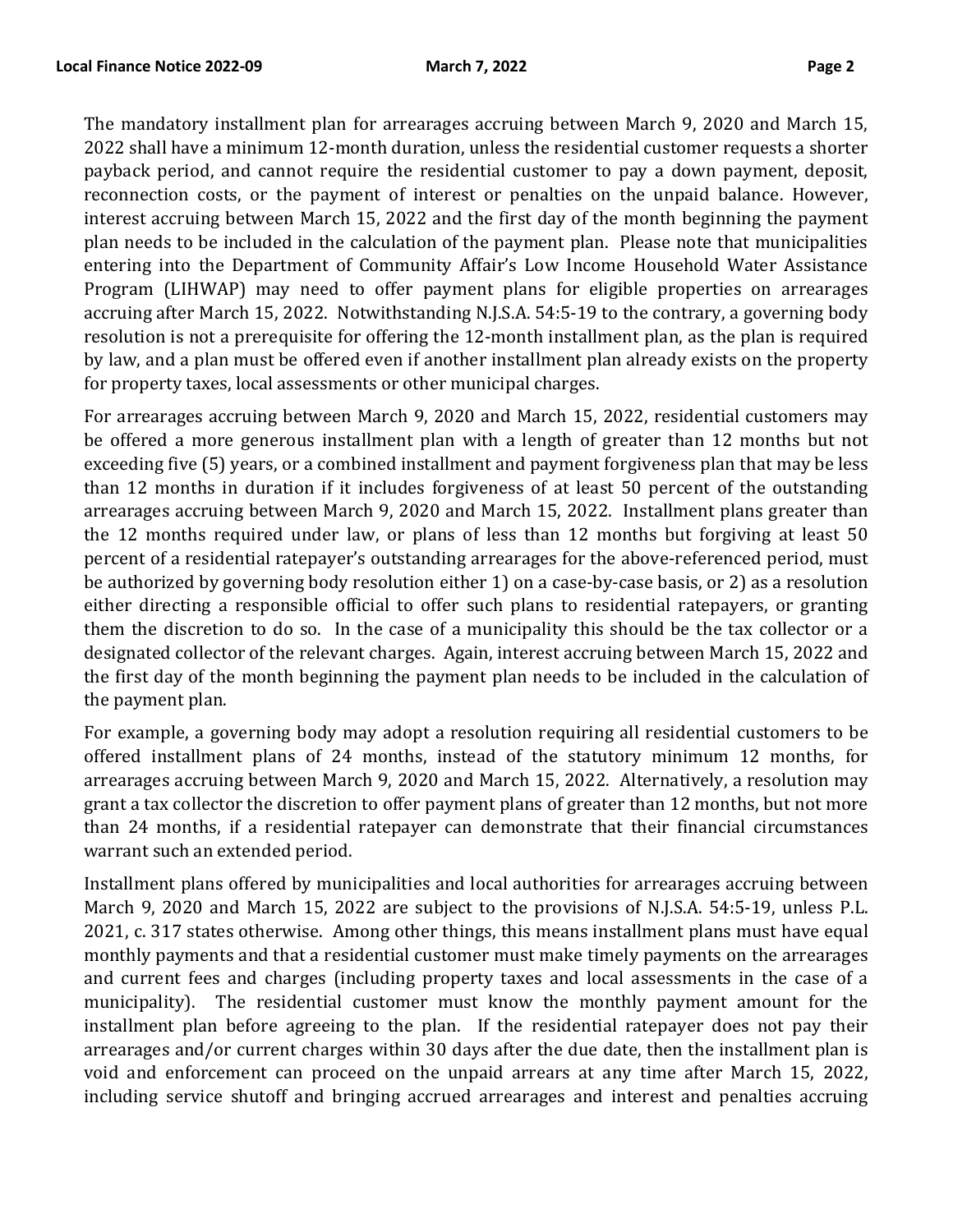The mandatory installment plan for arrearages accruing between March 9, 2020 and March 15, 2022 shall have a minimum 12-month duration, unless the residential customer requests a shorter payback period, and cannot require the residential customer to pay a down payment, deposit, reconnection costs, or the payment of interest or penalties on the unpaid balance. However, interest accruing between March 15, 2022 and the first day of the month beginning the payment plan needs to be included in the calculation of the payment plan. Please note that municipalities entering into the Department of Community Affair's Low Income Household Water Assistance Program (LIHWAP) may need to offer payment plans for eligible properties on arrearages accruing after March 15, 2022. Notwithstanding N.J.S.A. 54:5-19 to the contrary, a governing body resolution is not a prerequisite for offering the 12-month installment plan, as the plan is required by law, and a plan must be offered even if another installment plan already exists on the property for property taxes, local assessments or other municipal charges.

For arrearages accruing between March 9, 2020 and March 15, 2022, residential customers may be offered a more generous installment plan with a length of greater than 12 months but not exceeding five (5) years, or a combined installment and payment forgiveness plan that may be less than 12 months in duration if it includes forgiveness of at least 50 percent of the outstanding arrearages accruing between March 9, 2020 and March 15, 2022. Installment plans greater than the 12 months required under law, or plans of less than 12 months but forgiving at least 50 percent of a residential ratepayer's outstanding arrearages for the above-referenced period, must be authorized by governing body resolution either 1) on a case-by-case basis, or 2) as a resolution either directing a responsible official to offer such plans to residential ratepayers, or granting them the discretion to do so. In the case of a municipality this should be the tax collector or a designated collector of the relevant charges. Again, interest accruing between March 15, 2022 and the first day of the month beginning the payment plan needs to be included in the calculation of the payment plan.

For example, a governing body may adopt a resolution requiring all residential customers to be offered installment plans of 24 months, instead of the statutory minimum 12 months, for arrearages accruing between March 9, 2020 and March 15, 2022. Alternatively, a resolution may grant a tax collector the discretion to offer payment plans of greater than 12 months, but not more than 24 months, if a residential ratepayer can demonstrate that their financial circumstances warrant such an extended period.

Installment plans offered by municipalities and local authorities for arrearages accruing between March 9, 2020 and March 15, 2022 are subject to the provisions of N.J.S.A. 54:5-19, unless P.L. 2021, c. 317 states otherwise. Among other things, this means installment plans must have equal monthly payments and that a residential customer must make timely payments on the arrearages and current fees and charges (including property taxes and local assessments in the case of a municipality). The residential customer must know the monthly payment amount for the installment plan before agreeing to the plan. If the residential ratepayer does not pay their arrearages and/or current charges within 30 days after the due date, then the installment plan is void and enforcement can proceed on the unpaid arrears at any time after March 15, 2022, including service shutoff and bringing accrued arrearages and interest and penalties accruing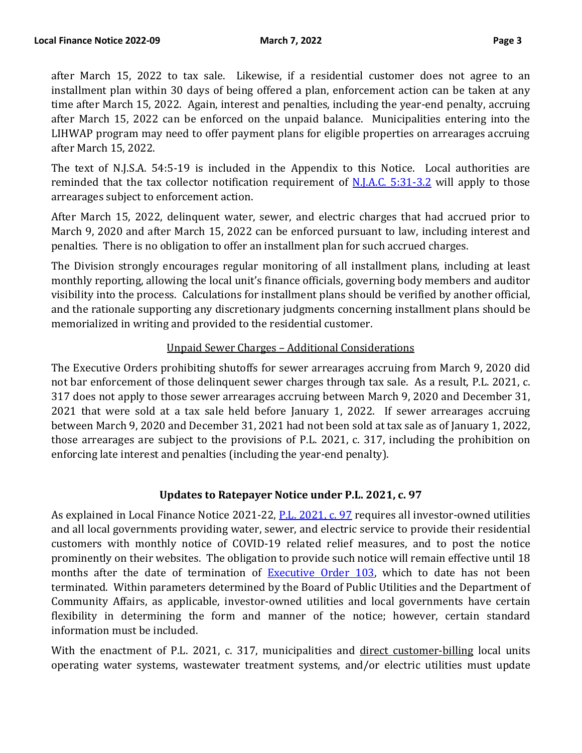after March 15, 2022 to tax sale. Likewise, if a residential customer does not agree to an installment plan within 30 days of being offered a plan, enforcement action can be taken at any time after March 15, 2022. Again, interest and penalties, including the year-end penalty, accruing after March 15, 2022 can be enforced on the unpaid balance. Municipalities entering into the LIHWAP program may need to offer payment plans for eligible properties on arrearages accruing after March 15, 2022.

The text of N.J.S.A. 54:5-19 is included in the Appendix to this Notice. Local authorities are reminded that the tax collector notification requirement of N.J.A.C. 5:31-3.2 will apply to those arrearages subject to enforcement action.

After March 15, 2022, delinquent water, sewer, and electric charges that had accrued prior to March 9, 2020 and after March 15, 2022 can be enforced pursuant to law, including interest and penalties. There is no obligation to offer an installment plan for such accrued charges.

The Division strongly encourages regular monitoring of all installment plans, including at least monthly reporting, allowing the local unit's finance officials, governing body members and auditor visibility into the process. Calculations for installment plans should be verified by another official, and the rationale supporting any discretionary judgments concerning installment plans should be memorialized in writing and provided to the residential customer.

Unpaid Sewer Charges – Additional Considerations

The Executive Orders prohibiting shutoffs for sewer arrearages accruing from March 9, 2020 did not bar enforcement of those delinquent sewer charges through tax sale. As a result, P.L. 2021, c. 317 does not apply to those sewer arrearages accruing between March 9, 2020 and December 31, 2021 that were sold at a tax sale held before January 1, 2022. If sewer arrearages accruing between March 9, 2020 and December 31, 2021 had not been sold at tax sale as of January 1, 2022, those arrearages are subject to the provisions of P.L. 2021, c. 317, including the prohibition on enforcing late interest and penalties (including the year-end penalty).

## Updates to Ratepayer Notice under P.L. 2021, c. 97

As explained in Local Finance Notice 2021-22, P.L. 2021, c. 97 requires all investor-owned utilities and all local governments providing water, sewer, and electric service to provide their residential customers with monthly notice of COVID-19 related relief measures, and to post the notice prominently on their websites. The obligation to provide such notice will remain effective until 18 months after the date of termination of Executive Order 103, which to date has not been terminated. Within parameters determined by the Board of Public Utilities and the Department of Community Affairs, as applicable, investor-owned utilities and local governments have certain flexibility in determining the form and manner of the notice; however, certain standard information must be included.

With the enactment of P.L. 2021, c. 317, municipalities and direct customer-billing local units operating water systems, wastewater treatment systems, and/or electric utilities must update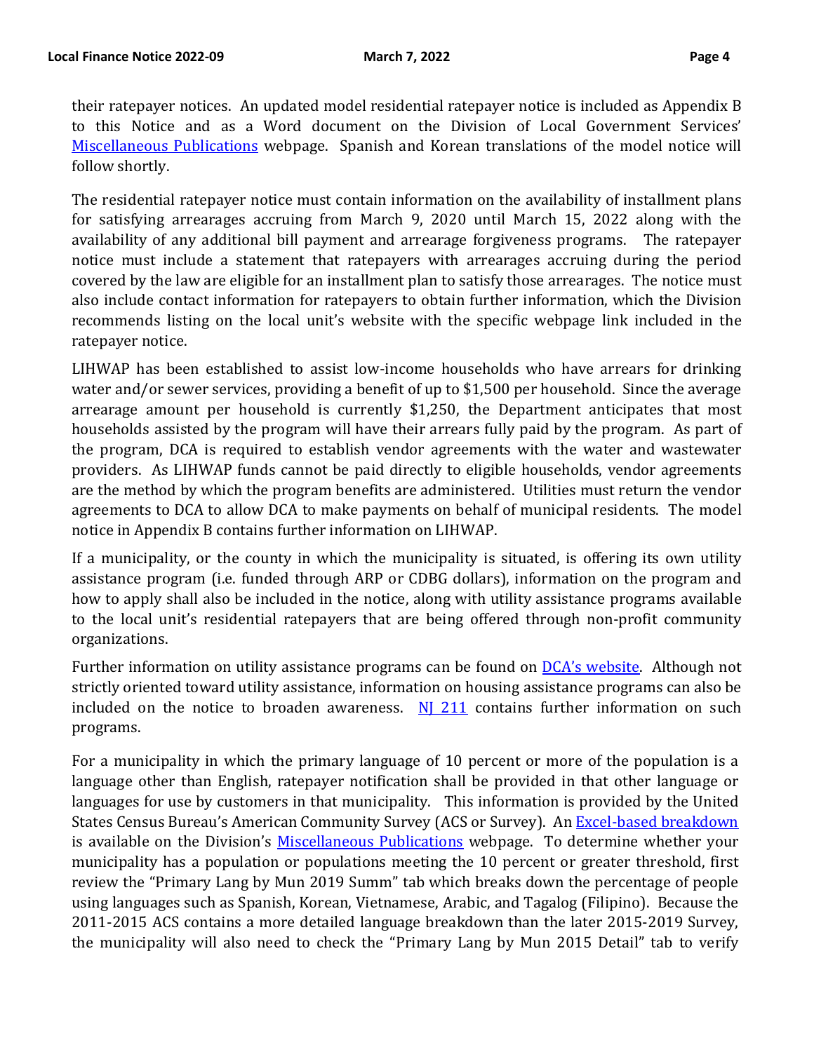their ratepayer notices. An updated model residential ratepayer notice is included as Appendix B to this Notice and as a Word document on the Division of Local Government Services' [Miscellaneous Publications](Miscellaneous Publications) webpage. Spanish and Korean translations of the model notice will follow shortly.

The residential ratepayer notice must contain information on the availability of installment plans for satisfying arrearages accruing from March 9, 2020 until March 15, 2022 along with the availability of any additional bill payment and arrearage forgiveness programs. The ratepayer notice must include a statement that ratepayers with arrearages accruing during the period covered by the law are eligible for an installment plan to satisfy those arrearages. The notice must also include contact information for ratepayers to obtain further information, which the Division recommends listing on the local unit's website with the specific webpage link included in the ratepayer notice.

LIHWAP has been established to assist low-income households who have arrears for drinking water and/or sewer services, providing a benefit of up to $1,500 per household. Since the average arrearage amount per household is currently $1,250, the Department anticipates that most households assisted by the program will have their arrears fully paid by the program. As part of the program, DCA is required to establish vendor agreements with the water and wastewater providers. As LIHWAP funds cannot be paid directly to eligible households, vendor agreements are the method by which the program benefits are administered. Utilities must return the vendor agreements to DCA to allow DCA to make payments on behalf of municipal residents. The model notice in Appendix B contains further information on LIHWAP.

If a municipality, or the county in which the municipality is situated, is offering its own utility assistance program (i.e. funded through ARP or CDBG dollars), information on the program and how to apply shall also be included in the notice, along with utility assistance programs available to the local unit's residential ratepayers that are being offered through non-profit community organizations.

Further information on utility assistance programs can be found on DCA's website. Although not strictly oriented toward utility assistance, information on housing assistance programs can also be included on the notice to broaden awareness. NJ 211 contains further information on such programs.

For a municipality in which the primary language of 10 percent or more of the population is a language other than English, ratepayer notification shall be provided in that other language or languages for use by customers in that municipality. This information is provided by the United States Census Bureau's American Community Survey (ACS or Survey). An Excel-based breakdown is available on the Division's Miscellaneous Publications webpage. To determine whether your municipality has a population or populations meeting the 10 percent or greater threshold, first review the "Primary Lang by Mun 2019 Summ" tab which breaks down the percentage of people using languages such as Spanish, Korean, Vietnamese, Arabic, and Tagalog (Filipino). Because the 2011-2015 ACS contains a more detailed language breakdown than the later 2015-2019 Survey, the municipality will also need to check the "Primary Lang by Mun 2015 Detail" tab to verify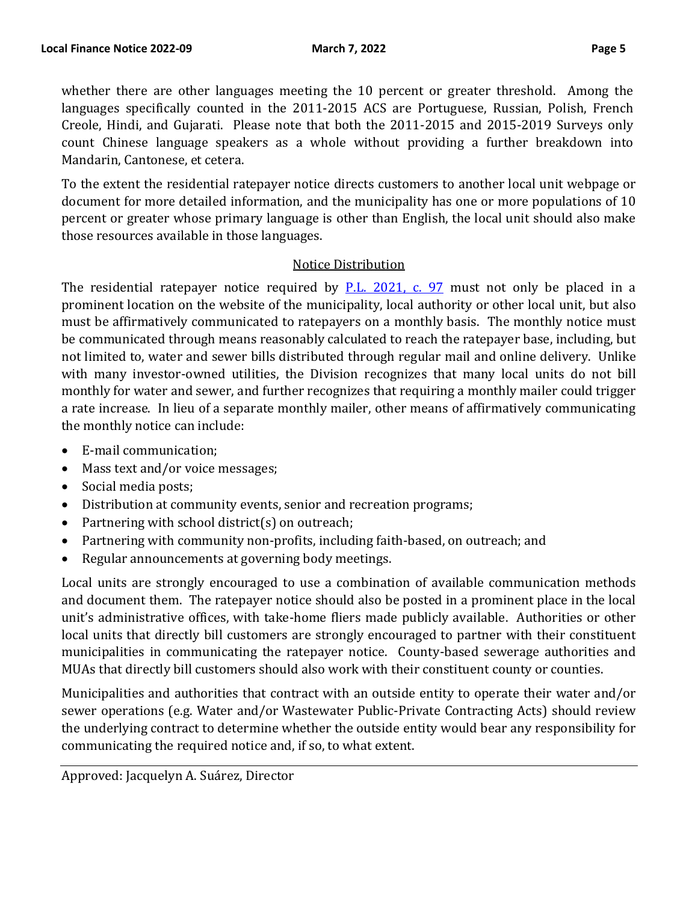whether there are other languages meeting the 10 percent or greater threshold. Among the languages specifically counted in the 2011-2015 ACS are Portuguese, Russian, Polish, French Creole, Hindi, and Gujarati. Please note that both the 2011-2015 and 2015-2019 Surveys only count Chinese language speakers as a whole without providing a further breakdown into Mandarin, Cantonese, et cetera.

To the extent the residential ratepayer notice directs customers to another local unit webpage or document for more detailed information, and the municipality has one or more populations of 10 percent or greater whose primary language is other than English, the local unit should also make those resources available in those languages.

## Notice Distribution

The residential ratepayer notice required by [P.L. 2021, c. 97] must not only be placed in a prominent location on the website of the municipality, local authority or other local unit, but also must be affirmatively communicated to ratepayers on a monthly basis. The monthly notice must be communicated through means reasonably calculated to reach the ratepayer base, including, but not limited to, water and sewer bills distributed through regular mail and online delivery. Unlike with many investor-owned utilities, the Division recognizes that many local units do not bill monthly for water and sewer, and further recognizes that requiring a monthly mailer could trigger a rate increase. In lieu of a separate monthly mailer, other means of affirmatively communicating the monthly notice can include:

- E-mail communication;
- Mass text and/or voice messages;
- Social media posts;
- Distribution at community events, senior and recreation programs;
- Partnering with school district(s) on outreach;
- Partnering with community non-profits, including faith-based, on outreach; and
- Regular announcements at governing body meetings.

Local units are strongly encouraged to use a combination of available communication methods and document them. The ratepayer notice should also be posted in a prominent place in the local unit's administrative offices, with take-home fliers made publicly available. Authorities or other local units that directly bill customers are strongly encouraged to partner with their constituent municipalities in communicating the ratepayer notice. County-based sewerage authorities and MUAs that directly bill customers should also work with their constituent county or counties.

Municipalities and authorities that contract with an outside entity to operate their water and/or sewer operations (e.g. Water and/or Wastewater Public-Private Contracting Acts) should review the underlying contract to determine whether the outside entity would bear any responsibility for communicating the required notice and, if so, to what extent.

---

Approved: Jacquelyn A. Suárez, Director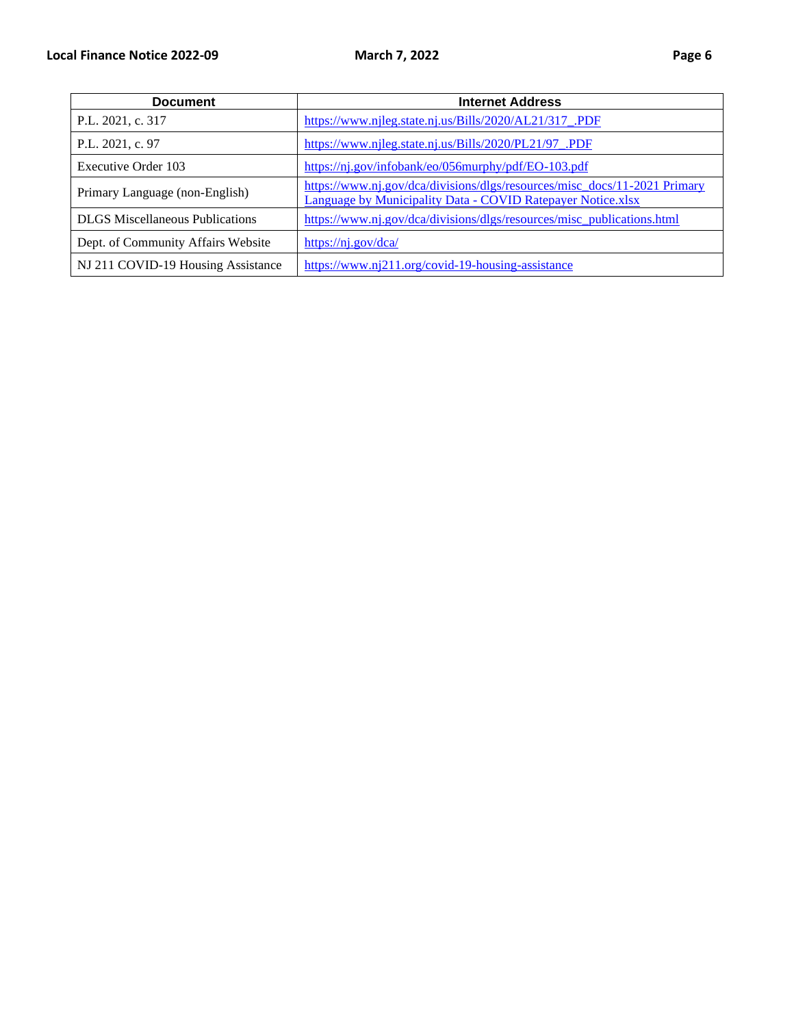| Document | Internet Address |
| --- | --- |
| P.L. 2021, c. 317 | https://www.njleg.state.nj.us/Bills/2020/AL21/317_.PDF |
| P.L. 2021, c. 97 | https://www.njleg.state.nj.us/Bills/2020/PL21/97_.PDF |
| Executive Order 103 | https://nj.gov/infobank/eo/056murphy/pdf/EO-103.pdf |
| Primary Language (non-English) | https://www.nj.gov/dca/divisions/dlgs/resources/misc_docs/11-2021 Primary Language by Municipality Data - COVID Ratepayer Notice.xlsx |
| DLGS Miscellaneous Publications | https://www.nj.gov/dca/divisions/dlgs/resources/misc_publications.html |
| Dept. of Community Affairs Website | https://nj.gov/dca/ |
| NJ 211 COVID-19 Housing Assistance | https://www.nj211.org/covid-19-housing-assistance |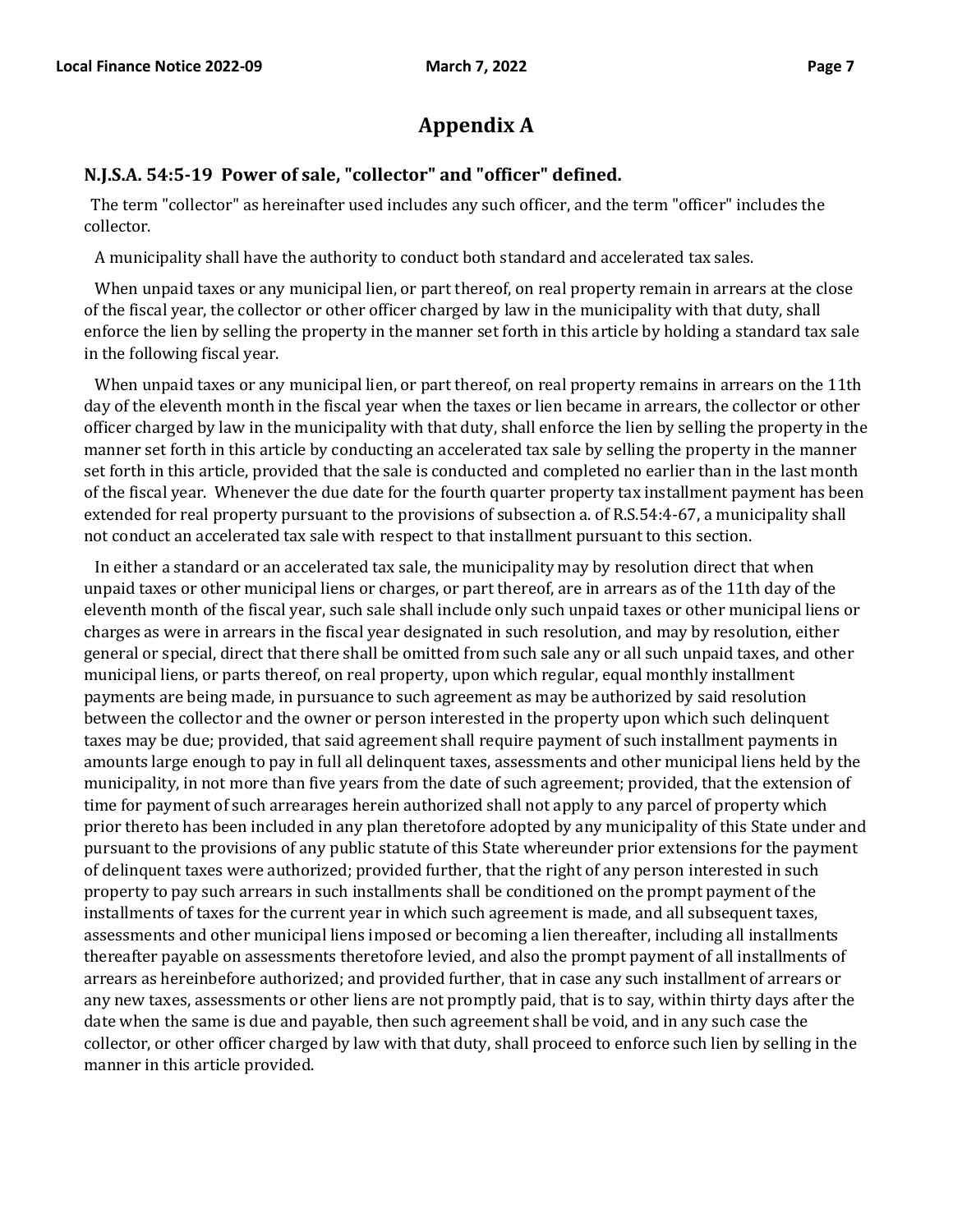# Appendix A

### N.J.S.A. 54:5-19 Power of sale, "collector" and "officer" defined.

The term "collector" as hereinafter used includes any such officer, and the term "officer" includes the collector.

A municipality shall have the authority to conduct both standard and accelerated tax sales.

When unpaid taxes or any municipal lien, or part thereof, on real property remain in arrears at the close of the fiscal year, the collector or other officer charged by law in the municipality with that duty, shall enforce the lien by selling the property in the manner set forth in this article by holding a standard tax sale in the following fiscal year.

When unpaid taxes or any municipal lien, or part thereof, on real property remains in arrears on the 11th day of the eleventh month in the fiscal year when the taxes or lien became in arrears, the collector or other officer charged by law in the municipality with that duty, shall enforce the lien by selling the property in the manner set forth in this article by conducting an accelerated tax sale by selling the property in the manner set forth in this article, provided that the sale is conducted and completed no earlier than in the last month of the fiscal year. Whenever the due date for the fourth quarter property tax installment payment has been extended for real property pursuant to the provisions of subsection a. of R.S.54:4-67, a municipality shall not conduct an accelerated tax sale with respect to that installment pursuant to this section.

In either a standard or an accelerated tax sale, the municipality may by resolution direct that when unpaid taxes or other municipal liens or charges, or part thereof, are in arrears as of the 11th day of the eleventh month of the fiscal year, such sale shall include only such unpaid taxes or other municipal liens or charges as were in arrears in the fiscal year designated in such resolution, and may by resolution, either general or special, direct that there shall be omitted from such sale any or all such unpaid taxes, and other municipal liens, or parts thereof, on real property, upon which regular, equal monthly installment payments are being made, in pursuance to such agreement as may be authorized by said resolution between the collector and the owner or person interested in the property upon which such delinquent taxes may be due; provided, that said agreement shall require payment of such installment payments in amounts large enough to pay in full all delinquent taxes, assessments and other municipal liens held by the municipality, in not more than five years from the date of such agreement; provided, that the extension of time for payment of such arrearages herein authorized shall not apply to any parcel of property which prior thereto has been included in any plan theretofore adopted by any municipality of this State under and pursuant to the provisions of any public statute of this State whereunder prior extensions for the payment of delinquent taxes were authorized; provided further, that the right of any person interested in such property to pay such arrears in such installments shall be conditioned on the prompt payment of the installments of taxes for the current year in which such agreement is made, and all subsequent taxes, assessments and other municipal liens imposed or becoming a lien thereafter, including all installments thereafter payable on assessments theretofore levied, and also the prompt payment of all installments of arrears as hereinbefore authorized; and provided further, that in case any such installment of arrears or any new taxes, assessments or other liens are not promptly paid, that is to say, within thirty days after the date when the same is due and payable, then such agreement shall be void, and in any such case the collector, or other officer charged by law with that duty, shall proceed to enforce such lien by selling in the manner in this article provided.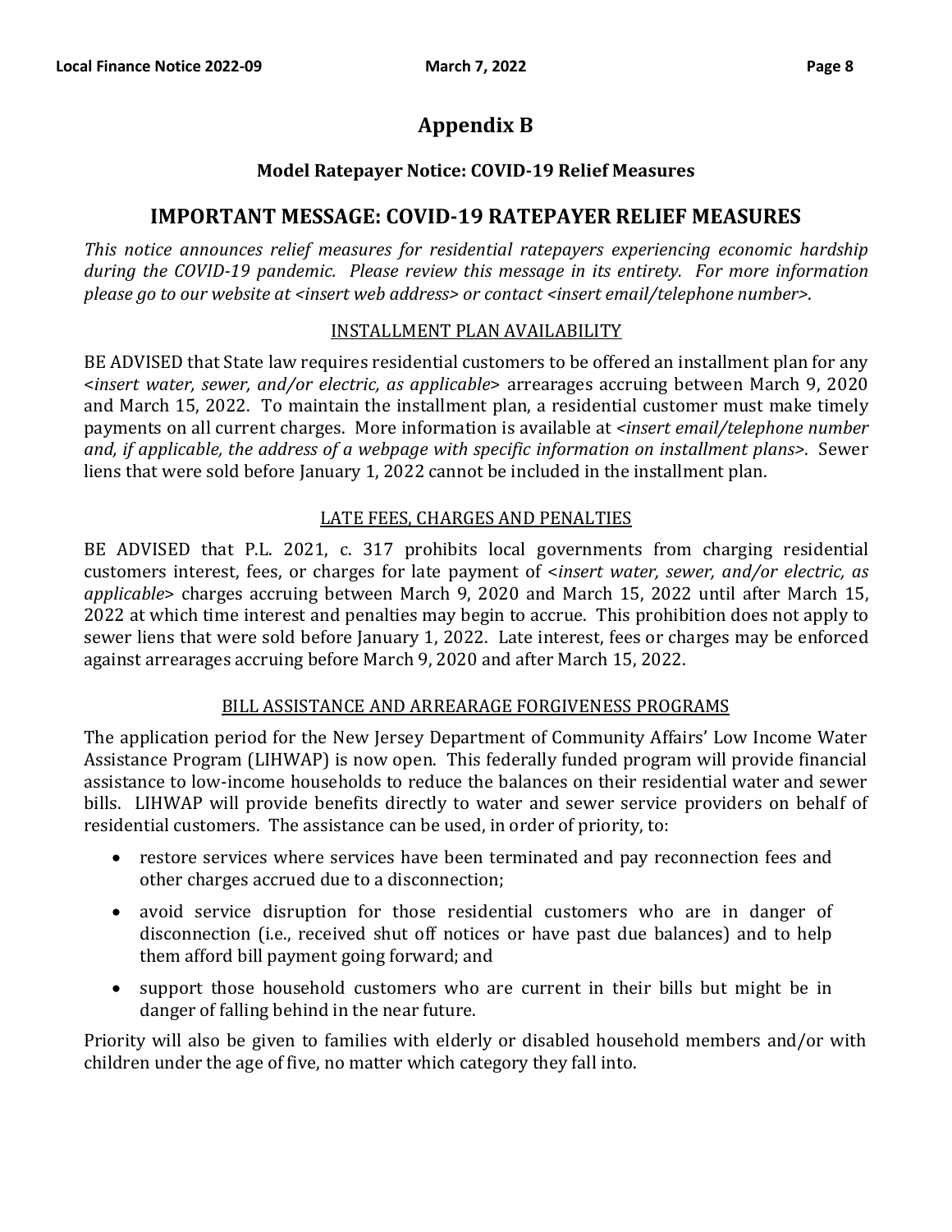# Appendix B

### Model Ratepayer Notice: COVID-19 Relief Measures

## IMPORTANT MESSAGE: COVID-19 RATEPAYER RELIEF MEASURES

*This notice announces relief measures for residential ratepayers experiencing economic hardship during the COVID-19 pandemic. Please review this message in its entirety. For more information please go to our website at <insert web address> or contact <insert email/telephone number>.*

<u>INSTALLMENT PLAN AVAILABILITY</u>

BE ADVISED that State law requires residential customers to be offered an installment plan for any <*insert water, sewer, and/or electric, as applicable*> arrearages accruing between March 9, 2020 and March 15, 2022. To maintain the installment plan, a residential customer must make timely payments on all current charges. More information is available at *<insert email/telephone number and, if applicable, the address of a webpage with specific information on installment plans>*. Sewer liens that were sold before January 1, 2022 cannot be included in the installment plan.

<u>LATE FEES, CHARGES AND PENALTIES</u>

BE ADVISED that P.L. 2021, c. 317 prohibits local governments from charging residential customers interest, fees, or charges for late payment of <*insert water, sewer, and/or electric, as applicable*> charges accruing between March 9, 2020 and March 15, 2022 until after March 15, 2022 at which time interest and penalties may begin to accrue. This prohibition does not apply to sewer liens that were sold before January 1, 2022. Late interest, fees or charges may be enforced against arrearages accruing before March 9, 2020 and after March 15, 2022.

<u>BILL ASSISTANCE AND ARREARAGE FORGIVENESS PROGRAMS</u>

The application period for the New Jersey Department of Community Affairs' Low Income Water Assistance Program (LIHWAP) is now open. This federally funded program will provide financial assistance to low-income households to reduce the balances on their residential water and sewer bills. LIHWAP will provide benefits directly to water and sewer service providers on behalf of residential customers. The assistance can be used, in order of priority, to:

- restore services where services have been terminated and pay reconnection fees and other charges accrued due to a disconnection;
- avoid service disruption for those residential customers who are in danger of disconnection (i.e., received shut off notices or have past due balances) and to help them afford bill payment going forward; and
- support those household customers who are current in their bills but might be in danger of falling behind in the near future.

Priority will also be given to families with elderly or disabled household members and/or with children under the age of five, no matter which category they fall into.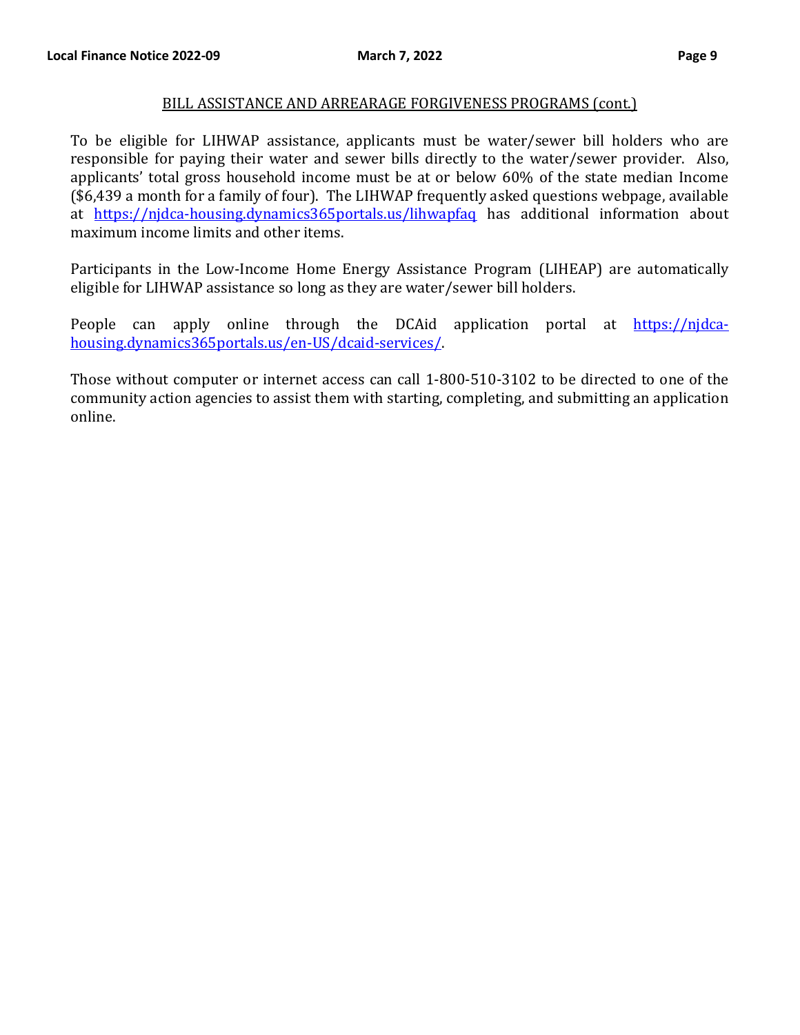BILL ASSISTANCE AND ARREARAGE FORGIVENESS PROGRAMS (cont.)

To be eligible for LIHWAP assistance, applicants must be water/sewer bill holders who are responsible for paying their water and sewer bills directly to the water/sewer provider. Also, applicants' total gross household income must be at or below 60% of the state median Income ($6,439 a month for a family of four). The LIHWAP frequently asked questions webpage, available at [https://njdca-housing.dynamics365portals.us/lihwapfaq](https://njdca-housing.dynamics365portals.us/lihwapfaq) has additional information about maximum income limits and other items.

Participants in the Low-Income Home Energy Assistance Program (LIHEAP) are automatically eligible for LIHWAP assistance so long as they are water/sewer bill holders.

People can apply online through the DCAid application portal at [https://njdca-housing.dynamics365portals.us/en-US/dcaid-services/](https://njdca-housing.dynamics365portals.us/en-US/dcaid-services/).

Those without computer or internet access can call 1-800-510-3102 to be directed to one of the community action agencies to assist them with starting, completing, and submitting an application online.